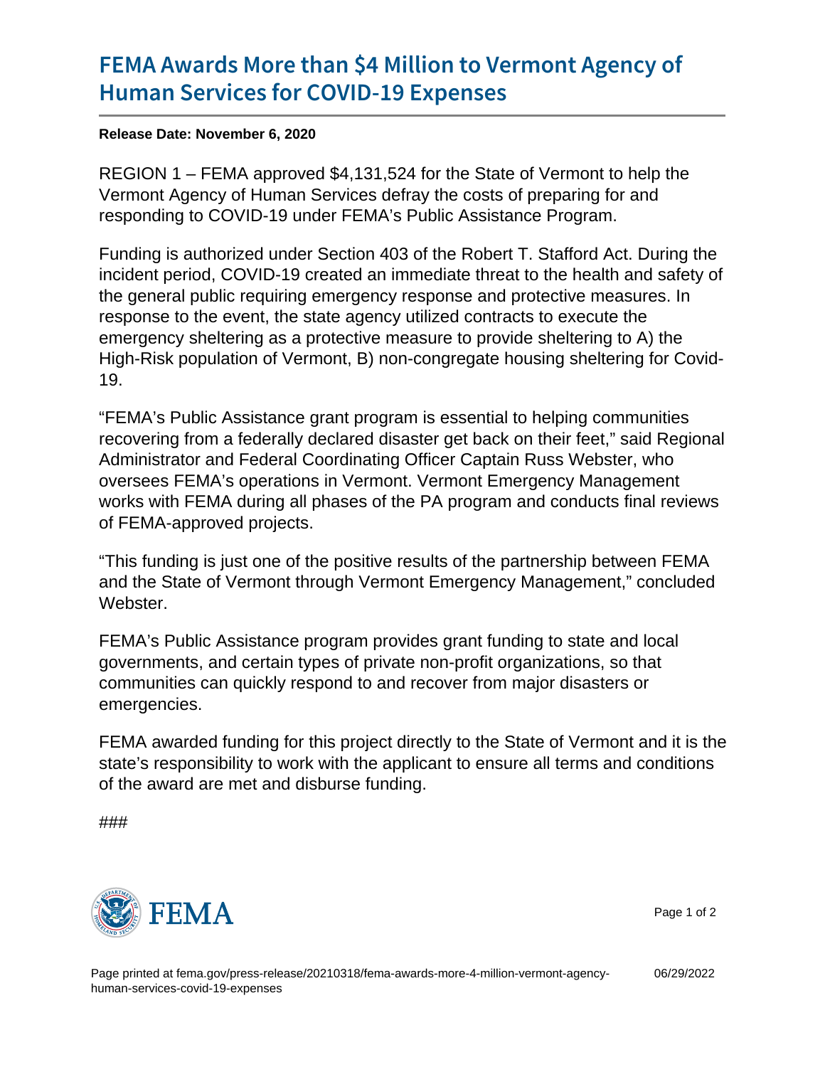# FEMA Awards More than $4 Million to Vermont Agency of Human Services for COVID-19 Expenses

**Release Date: November 6, 2020**

REGION 1 – FEMA approved $4,131,524 for the State of Vermont to help the Vermont Agency of Human Services defray the costs of preparing for and responding to COVID-19 under FEMA's Public Assistance Program.

Funding is authorized under Section 403 of the Robert T. Stafford Act. During the incident period, COVID-19 created an immediate threat to the health and safety of the general public requiring emergency response and protective measures. In response to the event, the state agency utilized contracts to execute the emergency sheltering as a protective measure to provide sheltering to A) the High-Risk population of Vermont, B) non-congregate housing sheltering for Covid-19.

"FEMA's Public Assistance grant program is essential to helping communities recovering from a federally declared disaster get back on their feet," said Regional Administrator and Federal Coordinating Officer Captain Russ Webster, who oversees FEMA's operations in Vermont. Vermont Emergency Management works with FEMA during all phases of the PA program and conducts final reviews of FEMA-approved projects.

"This funding is just one of the positive results of the partnership between FEMA and the State of Vermont through Vermont Emergency Management," concluded Webster.

FEMA's Public Assistance program provides grant funding to state and local governments, and certain types of private non-profit organizations, so that communities can quickly respond to and recover from major disasters or emergencies.

FEMA awarded funding for this project directly to the State of Vermont and it is the state's responsibility to work with the applicant to ensure all terms and conditions of the award are met and disburse funding.

###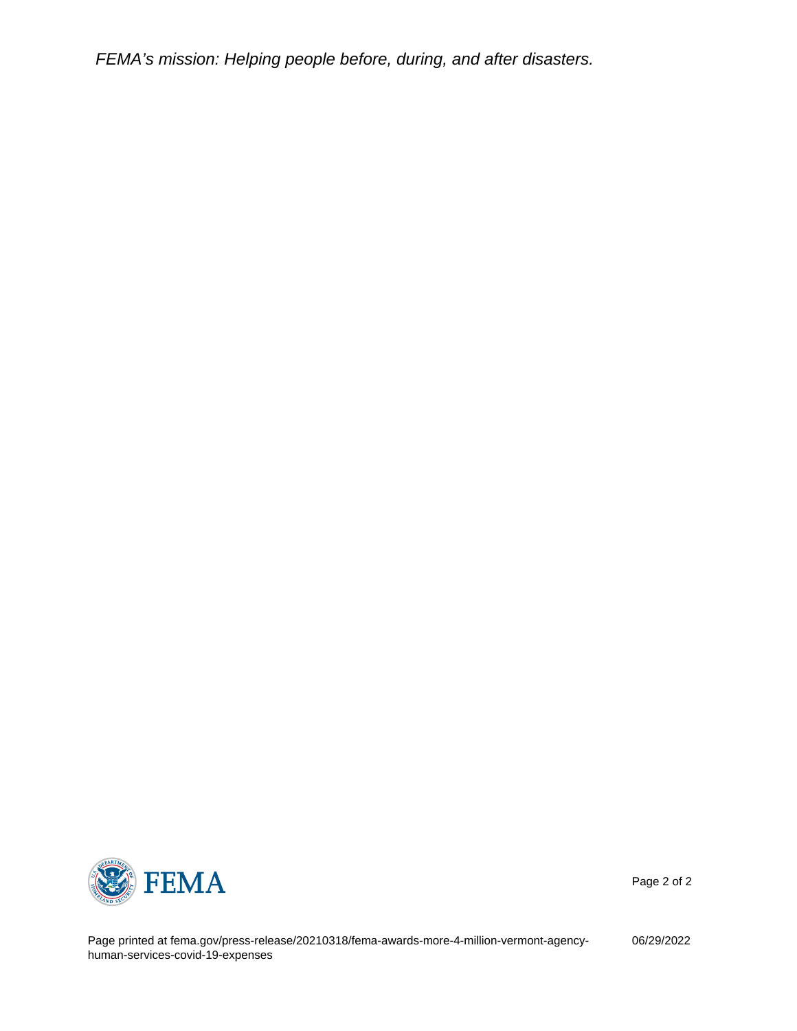*FEMA's mission: Helping people before, during, and after disasters.*